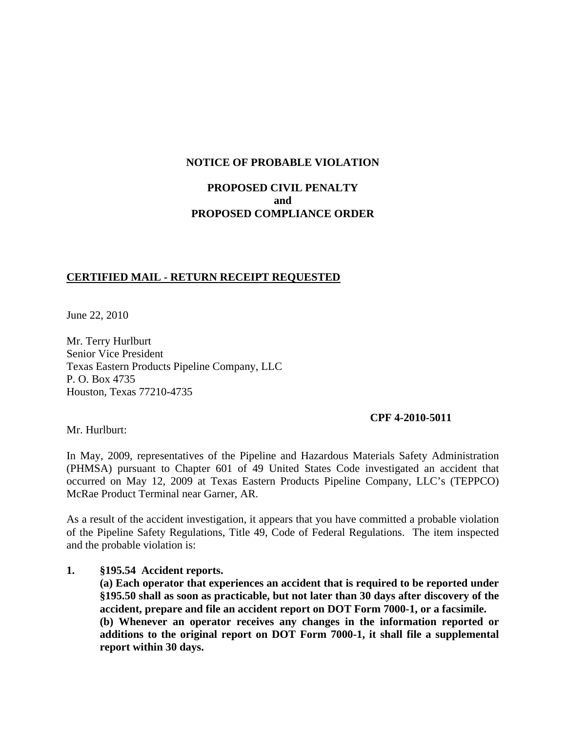**NOTICE OF PROBABLE VIOLATION**

**PROPOSED CIVIL PENALTY**
**and**
**PROPOSED COMPLIANCE ORDER**

**CERTIFIED MAIL - RETURN RECEIPT REQUESTED**

June 22, 2010

Mr. Terry Hurlburt
Senior Vice President
Texas Eastern Products Pipeline Company, LLC
P. O. Box 4735
Houston, Texas 77210-4735

**CPF 4-2010-5011**

Mr. Hurlburt:

In May, 2009, representatives of the Pipeline and Hazardous Materials Safety Administration (PHMSA) pursuant to Chapter 601 of 49 United States Code investigated an accident that occurred on May 12, 2009 at Texas Eastern Products Pipeline Company, LLC's (TEPPCO) McRae Product Terminal near Garner, AR.

As a result of the accident investigation, it appears that you have committed a probable violation of the Pipeline Safety Regulations, Title 49, Code of Federal Regulations. The item inspected and the probable violation is:

1. **§195.54 Accident reports.**
   **(a) Each operator that experiences an accident that is required to be reported under §195.50 shall as soon as practicable, but not later than 30 days after discovery of the accident, prepare and file an accident report on DOT Form 7000-1, or a facsimile.**
   **(b) Whenever an operator receives any changes in the information reported or additions to the original report on DOT Form 7000-1, it shall file a supplemental report within 30 days.**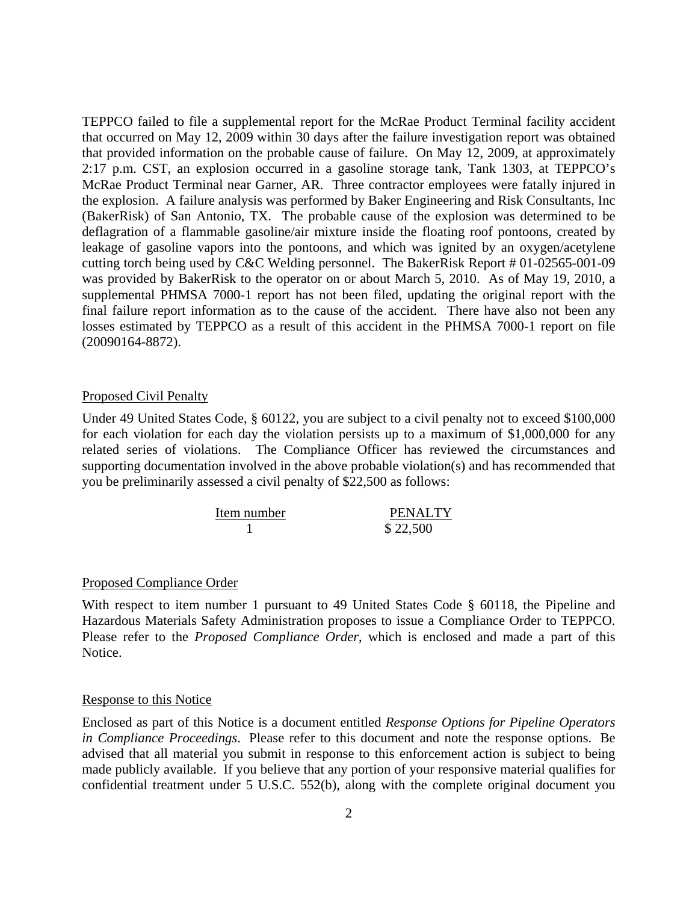TEPPCO failed to file a supplemental report for the McRae Product Terminal facility accident that occurred on May 12, 2009 within 30 days after the failure investigation report was obtained that provided information on the probable cause of failure. On May 12, 2009, at approximately 2:17 p.m. CST, an explosion occurred in a gasoline storage tank, Tank 1303, at TEPPCO's McRae Product Terminal near Garner, AR. Three contractor employees were fatally injured in the explosion. A failure analysis was performed by Baker Engineering and Risk Consultants, Inc (BakerRisk) of San Antonio, TX. The probable cause of the explosion was determined to be deflagration of a flammable gasoline/air mixture inside the floating roof pontoons, created by leakage of gasoline vapors into the pontoons, and which was ignited by an oxygen/acetylene cutting torch being used by C&C Welding personnel. The BakerRisk Report # 01-02565-001-09 was provided by BakerRisk to the operator on or about March 5, 2010. As of May 19, 2010, a supplemental PHMSA 7000-1 report has not been filed, updating the original report with the final failure report information as to the cause of the accident. There have also not been any losses estimated by TEPPCO as a result of this accident in the PHMSA 7000-1 report on file (20090164-8872).

## Proposed Civil Penalty

Under 49 United States Code, § 60122, you are subject to a civil penalty not to exceed $100,000 for each violation for each day the violation persists up to a maximum of $1,000,000 for any related series of violations. The Compliance Officer has reviewed the circumstances and supporting documentation involved in the above probable violation(s) and has recommended that you be preliminarily assessed a civil penalty of $22,500 as follows:

| Item number | PENALTY |
|---|---|
| 1 | $ 22,500 |

## Proposed Compliance Order

With respect to item number 1 pursuant to 49 United States Code § 60118, the Pipeline and Hazardous Materials Safety Administration proposes to issue a Compliance Order to TEPPCO. Please refer to the *Proposed Compliance Order*, which is enclosed and made a part of this Notice.

## Response to this Notice

Enclosed as part of this Notice is a document entitled *Response Options for Pipeline Operators in Compliance Proceedings*. Please refer to this document and note the response options. Be advised that all material you submit in response to this enforcement action is subject to being made publicly available. If you believe that any portion of your responsive material qualifies for confidential treatment under 5 U.S.C. 552(b), along with the complete original document you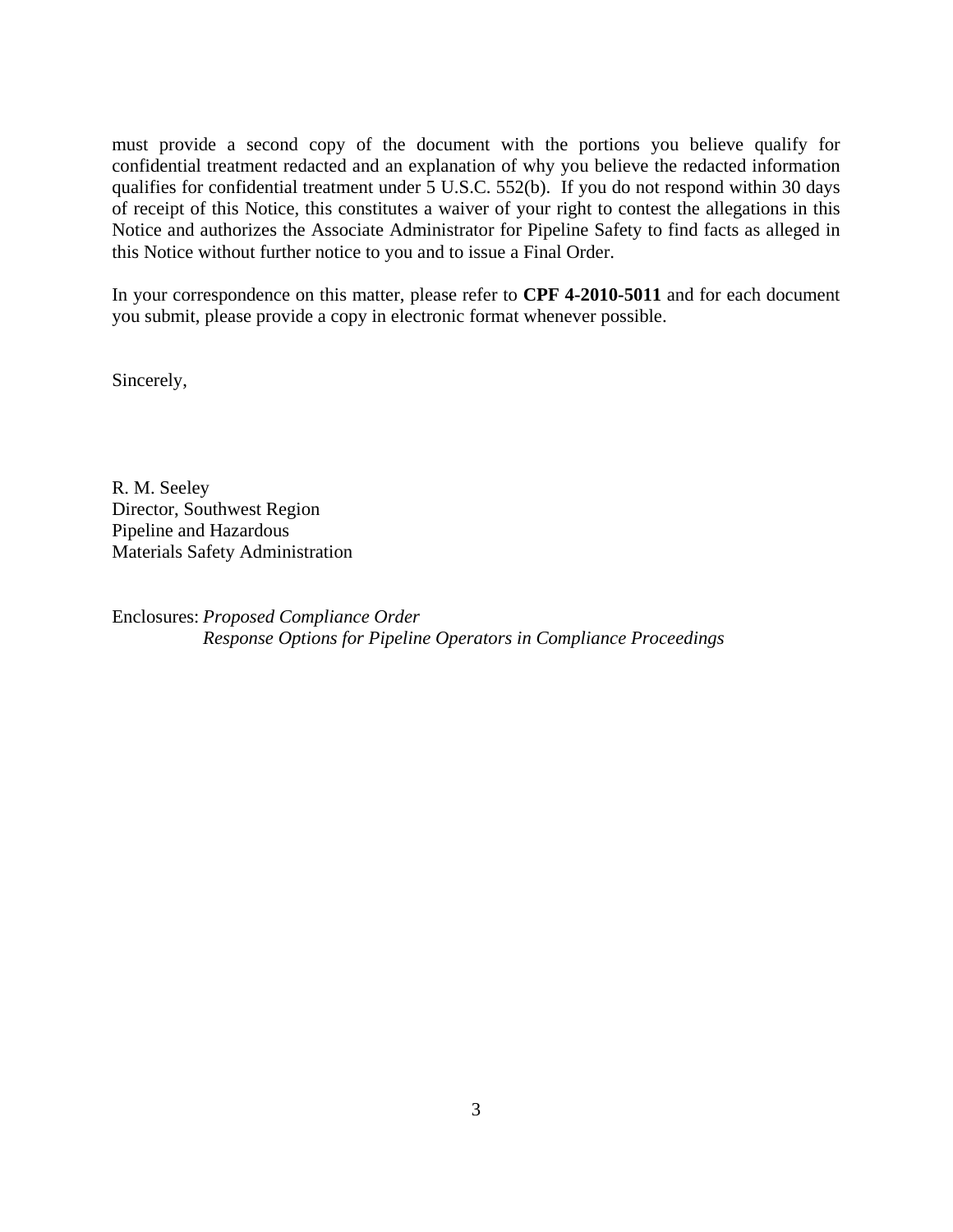must provide a second copy of the document with the portions you believe qualify for confidential treatment redacted and an explanation of why you believe the redacted information qualifies for confidential treatment under 5 U.S.C. 552(b). If you do not respond within 30 days of receipt of this Notice, this constitutes a waiver of your right to contest the allegations in this Notice and authorizes the Associate Administrator for Pipeline Safety to find facts as alleged in this Notice without further notice to you and to issue a Final Order.

In your correspondence on this matter, please refer to **CPF 4-2010-5011** and for each document you submit, please provide a copy in electronic format whenever possible.

Sincerely,

R. M. Seeley
Director, Southwest Region
Pipeline and Hazardous
Materials Safety Administration

Enclosures: *Proposed Compliance Order*
*Response Options for Pipeline Operators in Compliance Proceedings*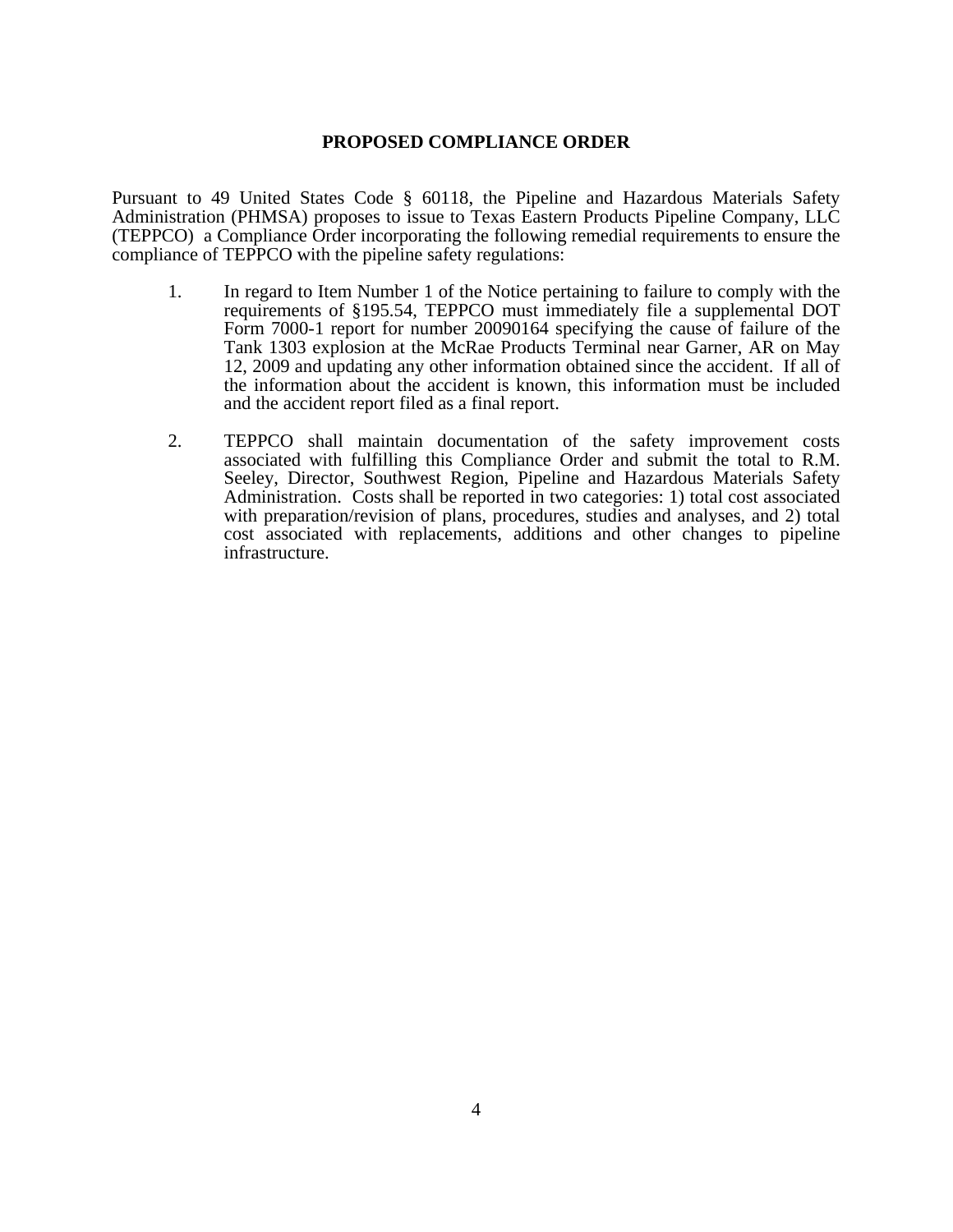## PROPOSED COMPLIANCE ORDER

Pursuant to 49 United States Code § 60118, the Pipeline and Hazardous Materials Safety Administration (PHMSA) proposes to issue to Texas Eastern Products Pipeline Company, LLC (TEPPCO) a Compliance Order incorporating the following remedial requirements to ensure the compliance of TEPPCO with the pipeline safety regulations:

1. In regard to Item Number 1 of the Notice pertaining to failure to comply with the requirements of §195.54, TEPPCO must immediately file a supplemental DOT Form 7000-1 report for number 20090164 specifying the cause of failure of the Tank 1303 explosion at the McRae Products Terminal near Garner, AR on May 12, 2009 and updating any other information obtained since the accident. If all of the information about the accident is known, this information must be included and the accident report filed as a final report.

2. TEPPCO shall maintain documentation of the safety improvement costs associated with fulfilling this Compliance Order and submit the total to R.M. Seeley, Director, Southwest Region, Pipeline and Hazardous Materials Safety Administration. Costs shall be reported in two categories: 1) total cost associated with preparation/revision of plans, procedures, studies and analyses, and 2) total cost associated with replacements, additions and other changes to pipeline infrastructure.